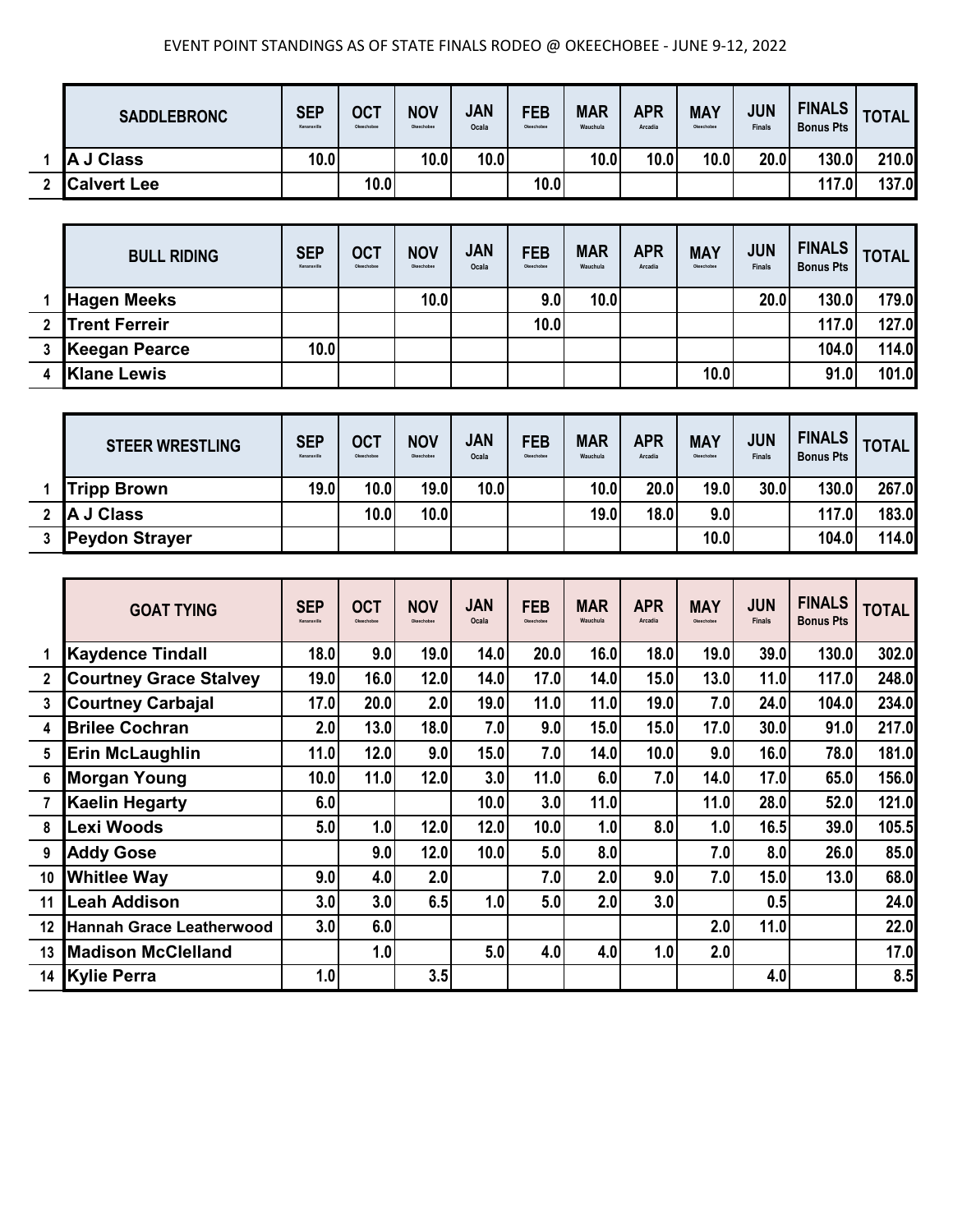EVENT POINT STANDINGS AS OF STATE FINALS RODEO @ OKEECHOBEE - JUNE 9-12, 2022

| | SADDLEBRONC | SEP Kenansville | OCT Okeechobee | NOV Okeechobee | JAN Ocala | FEB Okeechobee | MAR Wauchula | APR Arcadia | MAY Okeechobee | JUN Finals | FINALS Bonus Pts | TOTAL |
|---|---|---|---|---|---|---|---|---|---|---|---|---|
| 1 | A J Class | 10.0 | | 10.0 | 10.0 | | 10.0 | 10.0 | 10.0 | 20.0 | 130.0 | 210.0 |
| 2 | Calvert Lee | | 10.0 | | | 10.0 | | | | | 117.0 | 137.0 |

| | BULL RIDING | SEP Kenansville | OCT Okeechobee | NOV Okeechobee | JAN Ocala | FEB Okeechobee | MAR Wauchula | APR Arcadia | MAY Okeechobee | JUN Finals | FINALS Bonus Pts | TOTAL |
|---|---|---|---|---|---|---|---|---|---|---|---|---|
| 1 | Hagen Meeks | | | 10.0 | | 9.0 | 10.0 | | | 20.0 | 130.0 | 179.0 |
| 2 | Trent Ferreir | | | | | 10.0 | | | | | 117.0 | 127.0 |
| 3 | Keegan Pearce | 10.0 | | | | | | | | | 104.0 | 114.0 |
| 4 | Klane Lewis | | | | | | | | 10.0 | | 91.0 | 101.0 |

| | STEER WRESTLING | SEP Kenansville | OCT Okeechobee | NOV Okeechobee | JAN Ocala | FEB Okeechobee | MAR Wauchula | APR Arcadia | MAY Okeechobee | JUN Finals | FINALS Bonus Pts | TOTAL |
|---|---|---|---|---|---|---|---|---|---|---|---|---|
| 1 | Tripp Brown | 19.0 | 10.0 | 19.0 | 10.0 | | 10.0 | 20.0 | 19.0 | 30.0 | 130.0 | 267.0 |
| 2 | A J Class | | 10.0 | 10.0 | | | 19.0 | 18.0 | 9.0 | | 117.0 | 183.0 |
| 3 | Peydon Strayer | | | | | | | | 10.0 | | 104.0 | 114.0 |

| | GOAT TYING | SEP Kenansville | OCT Okeechobee | NOV Okeechobee | JAN Ocala | FEB Okeechobee | MAR Wauchula | APR Arcadia | MAY Okeechobee | JUN Finals | FINALS Bonus Pts | TOTAL |
|---|---|---|---|---|---|---|---|---|---|---|---|---|
| 1 | Kaydence Tindall | 18.0 | 9.0 | 19.0 | 14.0 | 20.0 | 16.0 | 18.0 | 19.0 | 39.0 | 130.0 | 302.0 |
| 2 | Courtney Grace Stalvey | 19.0 | 16.0 | 12.0 | 14.0 | 17.0 | 14.0 | 15.0 | 13.0 | 11.0 | 117.0 | 248.0 |
| 3 | Courtney Carbajal | 17.0 | 20.0 | 2.0 | 19.0 | 11.0 | 11.0 | 19.0 | 7.0 | 24.0 | 104.0 | 234.0 |
| 4 | Brilee Cochran | 2.0 | 13.0 | 18.0 | 7.0 | 9.0 | 15.0 | 15.0 | 17.0 | 30.0 | 91.0 | 217.0 |
| 5 | Erin McLaughlin | 11.0 | 12.0 | 9.0 | 15.0 | 7.0 | 14.0 | 10.0 | 9.0 | 16.0 | 78.0 | 181.0 |
| 6 | Morgan Young | 10.0 | 11.0 | 12.0 | 3.0 | 11.0 | 6.0 | 7.0 | 14.0 | 17.0 | 65.0 | 156.0 |
| 7 | Kaelin Hegarty | 6.0 | | | 10.0 | 3.0 | 11.0 | | 11.0 | 28.0 | 52.0 | 121.0 |
| 8 | Lexi Woods | 5.0 | 1.0 | 12.0 | 12.0 | 10.0 | 1.0 | 8.0 | 1.0 | 16.5 | 39.0 | 105.5 |
| 9 | Addy Gose | | 9.0 | 12.0 | 10.0 | 5.0 | 8.0 | | 7.0 | 8.0 | 26.0 | 85.0 |
| 10 | Whitlee Way | 9.0 | 4.0 | 2.0 | | 7.0 | 2.0 | 9.0 | 7.0 | 15.0 | 13.0 | 68.0 |
| 11 | Leah Addison | 3.0 | 3.0 | 6.5 | 1.0 | 5.0 | 2.0 | 3.0 | | 0.5 | | 24.0 |
| 12 | Hannah Grace Leatherwood | 3.0 | 6.0 | | | | | | 2.0 | 11.0 | | 22.0 |
| 13 | Madison McClelland | | 1.0 | | 5.0 | 4.0 | 4.0 | 1.0 | 2.0 | | | 17.0 |
| 14 | Kylie Perra | 1.0 | | 3.5 | | | | | | 4.0 | | 8.5 |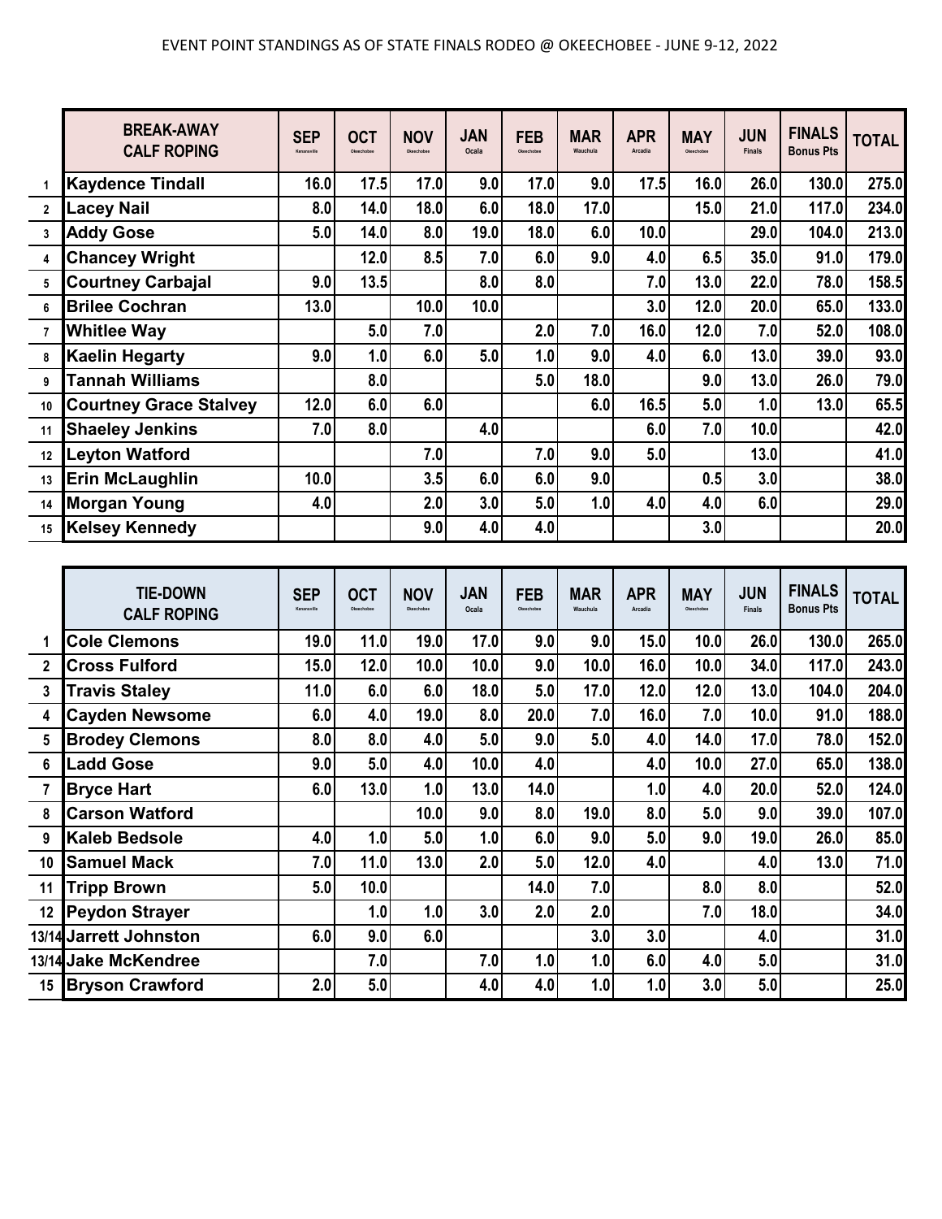EVENT POINT STANDINGS AS OF STATE FINALS RODEO @ OKEECHOBEE - JUNE 9-12, 2022

| | BREAK-AWAY CALF ROPING | SEP Kenansville | OCT Okeechobee | NOV Okeechobee | JAN Ocala | FEB Okeechobee | MAR Wauchula | APR Arcadia | MAY Okeechobee | JUN Finals | FINALS Bonus Pts | TOTAL |
|---|---|---|---|---|---|---|---|---|---|---|---|---|
| 1 | **Kaydence Tindall** | 16.0 | 17.5 | 17.0 | 9.0 | 17.0 | 9.0 | 17.5 | 16.0 | 26.0 | 130.0 | 275.0 |
| 2 | **Lacey Nail** | 8.0 | 14.0 | 18.0 | 6.0 | 18.0 | 17.0 | | 15.0 | 21.0 | 117.0 | 234.0 |
| 3 | **Addy Gose** | 5.0 | 14.0 | 8.0 | 19.0 | 18.0 | 6.0 | 10.0 | | 29.0 | 104.0 | 213.0 |
| 4 | **Chancey Wright** | | 12.0 | 8.5 | 7.0 | 6.0 | 9.0 | 4.0 | 6.5 | 35.0 | 91.0 | 179.0 |
| 5 | **Courtney Carbajal** | 9.0 | 13.5 | | 8.0 | 8.0 | | 7.0 | 13.0 | 22.0 | 78.0 | 158.5 |
| 6 | **Brilee Cochran** | 13.0 | | 10.0 | 10.0 | | | 3.0 | 12.0 | 20.0 | 65.0 | 133.0 |
| 7 | **Whitlee Way** | | 5.0 | 7.0 | | 2.0 | 7.0 | 16.0 | 12.0 | 7.0 | 52.0 | 108.0 |
| 8 | **Kaelin Hegarty** | 9.0 | 1.0 | 6.0 | 5.0 | 1.0 | 9.0 | 4.0 | 6.0 | 13.0 | 39.0 | 93.0 |
| 9 | **Tannah Williams** | | 8.0 | | | 5.0 | 18.0 | | 9.0 | 13.0 | 26.0 | 79.0 |
| 10 | **Courtney Grace Stalvey** | 12.0 | 6.0 | 6.0 | | | 6.0 | 16.5 | 5.0 | 1.0 | 13.0 | 65.5 |
| 11 | **Shaeley Jenkins** | 7.0 | 8.0 | | 4.0 | | | 6.0 | 7.0 | 10.0 | | 42.0 |
| 12 | **Leyton Watford** | | | 7.0 | | 7.0 | 9.0 | 5.0 | | 13.0 | | 41.0 |
| 13 | **Erin McLaughlin** | 10.0 | | 3.5 | 6.0 | 6.0 | 9.0 | | 0.5 | 3.0 | | 38.0 |
| 14 | **Morgan Young** | 4.0 | | 2.0 | 3.0 | 5.0 | 1.0 | 4.0 | 4.0 | 6.0 | | 29.0 |
| 15 | **Kelsey Kennedy** | | | 9.0 | 4.0 | 4.0 | | | 3.0 | | | 20.0 |

| | TIE-DOWN CALF ROPING | SEP Kenansville | OCT Okeechobee | NOV Okeechobee | JAN Ocala | FEB Okeechobee | MAR Wauchula | APR Arcadia | MAY Okeechobee | JUN Finals | FINALS Bonus Pts | TOTAL |
|---|---|---|---|---|---|---|---|---|---|---|---|---|
| 1 | **Cole Clemons** | 19.0 | 11.0 | 19.0 | 17.0 | 9.0 | 9.0 | 15.0 | 10.0 | 26.0 | 130.0 | 265.0 |
| 2 | **Cross Fulford** | 15.0 | 12.0 | 10.0 | 10.0 | 9.0 | 10.0 | 16.0 | 10.0 | 34.0 | 117.0 | 243.0 |
| 3 | **Travis Staley** | 11.0 | 6.0 | 6.0 | 18.0 | 5.0 | 17.0 | 12.0 | 12.0 | 13.0 | 104.0 | 204.0 |
| 4 | **Cayden Newsome** | 6.0 | 4.0 | 19.0 | 8.0 | 20.0 | 7.0 | 16.0 | 7.0 | 10.0 | 91.0 | 188.0 |
| 5 | **Brodey Clemons** | 8.0 | 8.0 | 4.0 | 5.0 | 9.0 | 5.0 | 4.0 | 14.0 | 17.0 | 78.0 | 152.0 |
| 6 | **Ladd Gose** | 9.0 | 5.0 | 4.0 | 10.0 | 4.0 | | 4.0 | 10.0 | 27.0 | 65.0 | 138.0 |
| 7 | **Bryce Hart** | 6.0 | 13.0 | 1.0 | 13.0 | 14.0 | | 1.0 | 4.0 | 20.0 | 52.0 | 124.0 |
| 8 | **Carson Watford** | | | 10.0 | 9.0 | 8.0 | 19.0 | 8.0 | 5.0 | 9.0 | 39.0 | 107.0 |
| 9 | **Kaleb Bedsole** | 4.0 | 1.0 | 5.0 | 1.0 | 6.0 | 9.0 | 5.0 | 9.0 | 19.0 | 26.0 | 85.0 |
| 10 | **Samuel Mack** | 7.0 | 11.0 | 13.0 | 2.0 | 5.0 | 12.0 | 4.0 | | 4.0 | 13.0 | 71.0 |
| 11 | **Tripp Brown** | 5.0 | 10.0 | | | 14.0 | 7.0 | | 8.0 | 8.0 | | 52.0 |
| 12 | **Peydon Strayer** | | 1.0 | 1.0 | 3.0 | 2.0 | 2.0 | | 7.0 | 18.0 | | 34.0 |
| 13/14 | **Jarrett Johnston** | 6.0 | 9.0 | 6.0 | | | 3.0 | 3.0 | | 4.0 | | 31.0 |
| 13/14 | **Jake McKendree** | | 7.0 | | 7.0 | 1.0 | 1.0 | 6.0 | 4.0 | 5.0 | | 31.0 |
| 15 | **Bryson Crawford** | 2.0 | 5.0 | | 4.0 | 4.0 | 1.0 | 1.0 | 3.0 | 5.0 | | 25.0 |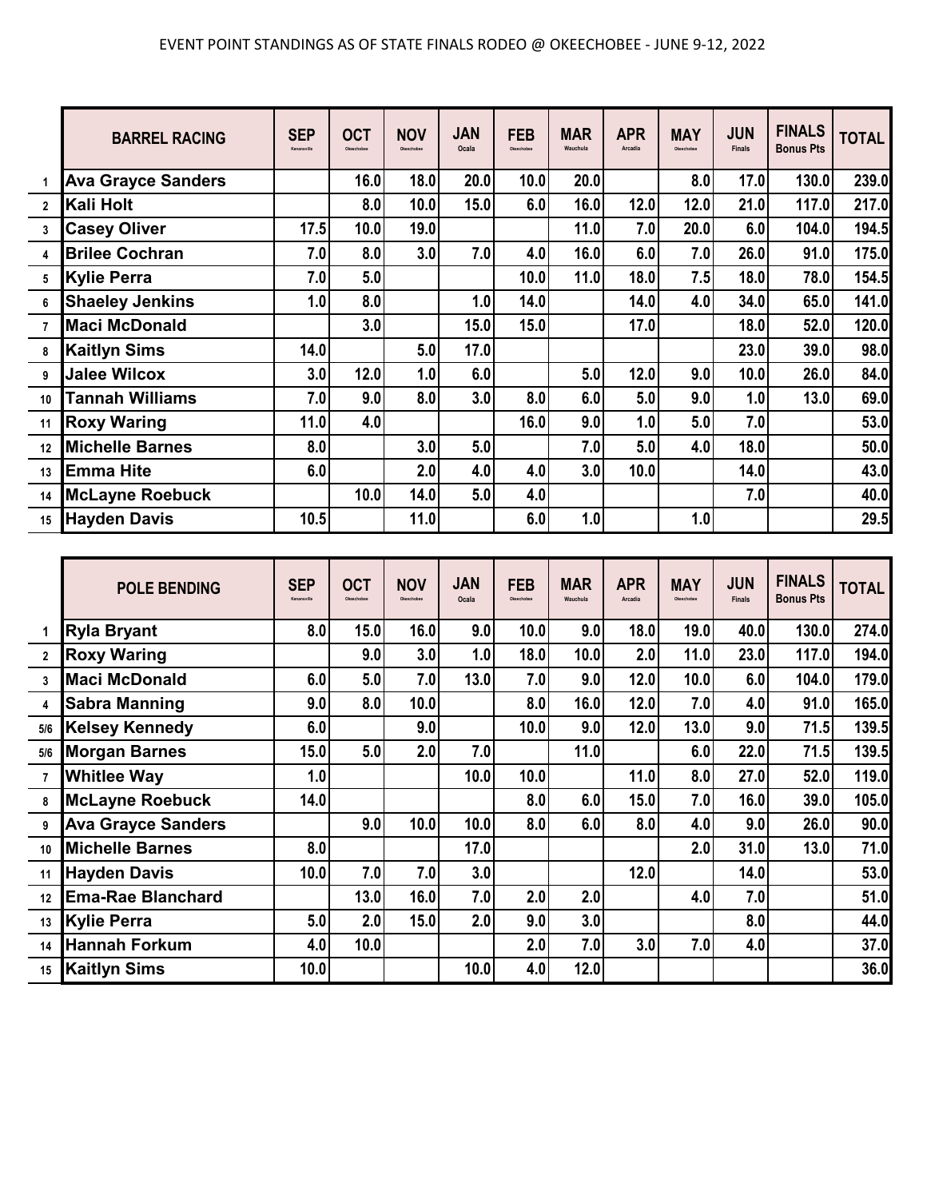EVENT POINT STANDINGS AS OF STATE FINALS RODEO @ OKEECHOBEE - JUNE 9-12, 2022

| | BARREL RACING | SEP Kenansville | OCT Okeechobee | NOV Okeechobee | JAN Ocala | FEB Okeechobee | MAR Wauchula | APR Arcadia | MAY Okeechobee | JUN Finals | FINALS Bonus Pts | TOTAL |
|---|---|---|---|---|---|---|---|---|---|---|---|---|
| 1 | Ava Grayce Sanders | | 16.0 | 18.0 | 20.0 | 10.0 | 20.0 | | 8.0 | 17.0 | 130.0 | 239.0 |
| 2 | Kali Holt | | 8.0 | 10.0 | 15.0 | 6.0 | 16.0 | 12.0 | 12.0 | 21.0 | 117.0 | 217.0 |
| 3 | Casey Oliver | 17.5 | 10.0 | 19.0 | | | 11.0 | 7.0 | 20.0 | 6.0 | 104.0 | 194.5 |
| 4 | Brilee Cochran | 7.0 | 8.0 | 3.0 | 7.0 | 4.0 | 16.0 | 6.0 | 7.0 | 26.0 | 91.0 | 175.0 |
| 5 | Kylie Perra | 7.0 | 5.0 | | | 10.0 | 11.0 | 18.0 | 7.5 | 18.0 | 78.0 | 154.5 |
| 6 | Shaeley Jenkins | 1.0 | 8.0 | | 1.0 | 14.0 | | 14.0 | 4.0 | 34.0 | 65.0 | 141.0 |
| 7 | Maci McDonald | | 3.0 | | 15.0 | 15.0 | | 17.0 | | 18.0 | 52.0 | 120.0 |
| 8 | Kaitlyn Sims | 14.0 | | 5.0 | 17.0 | | | | | 23.0 | 39.0 | 98.0 |
| 9 | Jalee Wilcox | 3.0 | 12.0 | 1.0 | 6.0 | | 5.0 | 12.0 | 9.0 | 10.0 | 26.0 | 84.0 |
| 10 | Tannah Williams | 7.0 | 9.0 | 8.0 | 3.0 | 8.0 | 6.0 | 5.0 | 9.0 | 1.0 | 13.0 | 69.0 |
| 11 | Roxy Waring | 11.0 | 4.0 | | | 16.0 | 9.0 | 1.0 | 5.0 | 7.0 | | 53.0 |
| 12 | Michelle Barnes | 8.0 | | 3.0 | 5.0 | | 7.0 | 5.0 | 4.0 | 18.0 | | 50.0 |
| 13 | Emma Hite | 6.0 | | 2.0 | 4.0 | 4.0 | 3.0 | 10.0 | | 14.0 | | 43.0 |
| 14 | McLayne Roebuck | | 10.0 | 14.0 | 5.0 | 4.0 | | | | 7.0 | | 40.0 |
| 15 | Hayden Davis | 10.5 | | 11.0 | | 6.0 | 1.0 | | 1.0 | | | 29.5 |

| | POLE BENDING | SEP Kenansville | OCT Okeechobee | NOV Okeechobee | JAN Ocala | FEB Okeechobee | MAR Wauchula | APR Arcadia | MAY Okeechobee | JUN Finals | FINALS Bonus Pts | TOTAL |
|---|---|---|---|---|---|---|---|---|---|---|---|---|
| 1 | Ryla Bryant | 8.0 | 15.0 | 16.0 | 9.0 | 10.0 | 9.0 | 18.0 | 19.0 | 40.0 | 130.0 | 274.0 |
| 2 | Roxy Waring | | 9.0 | 3.0 | 1.0 | 18.0 | 10.0 | 2.0 | 11.0 | 23.0 | 117.0 | 194.0 |
| 3 | Maci McDonald | 6.0 | 5.0 | 7.0 | 13.0 | 7.0 | 9.0 | 12.0 | 10.0 | 6.0 | 104.0 | 179.0 |
| 4 | Sabra Manning | 9.0 | 8.0 | 10.0 | | 8.0 | 16.0 | 12.0 | 7.0 | 4.0 | 91.0 | 165.0 |
| 5/6 | Kelsey Kennedy | 6.0 | | 9.0 | | 10.0 | 9.0 | 12.0 | 13.0 | 9.0 | 71.5 | 139.5 |
| 5/6 | Morgan Barnes | 15.0 | 5.0 | 2.0 | 7.0 | | 11.0 | | 6.0 | 22.0 | 71.5 | 139.5 |
| 7 | Whitlee Way | 1.0 | | | 10.0 | 10.0 | | 11.0 | 8.0 | 27.0 | 52.0 | 119.0 |
| 8 | McLayne Roebuck | 14.0 | | | | 8.0 | 6.0 | 15.0 | 7.0 | 16.0 | 39.0 | 105.0 |
| 9 | Ava Grayce Sanders | | 9.0 | 10.0 | 10.0 | 8.0 | 6.0 | 8.0 | 4.0 | 9.0 | 26.0 | 90.0 |
| 10 | Michelle Barnes | 8.0 | | | 17.0 | | | | 2.0 | 31.0 | 13.0 | 71.0 |
| 11 | Hayden Davis | 10.0 | 7.0 | 7.0 | 3.0 | | | 12.0 | | 14.0 | | 53.0 |
| 12 | Ema-Rae Blanchard | | 13.0 | 16.0 | 7.0 | 2.0 | 2.0 | | 4.0 | 7.0 | | 51.0 |
| 13 | Kylie Perra | 5.0 | 2.0 | 15.0 | 2.0 | 9.0 | 3.0 | | | 8.0 | | 44.0 |
| 14 | Hannah Forkum | 4.0 | 10.0 | | | 2.0 | 7.0 | 3.0 | 7.0 | 4.0 | | 37.0 |
| 15 | Kaitlyn Sims | 10.0 | | | 10.0 | 4.0 | 12.0 | | | | | 36.0 |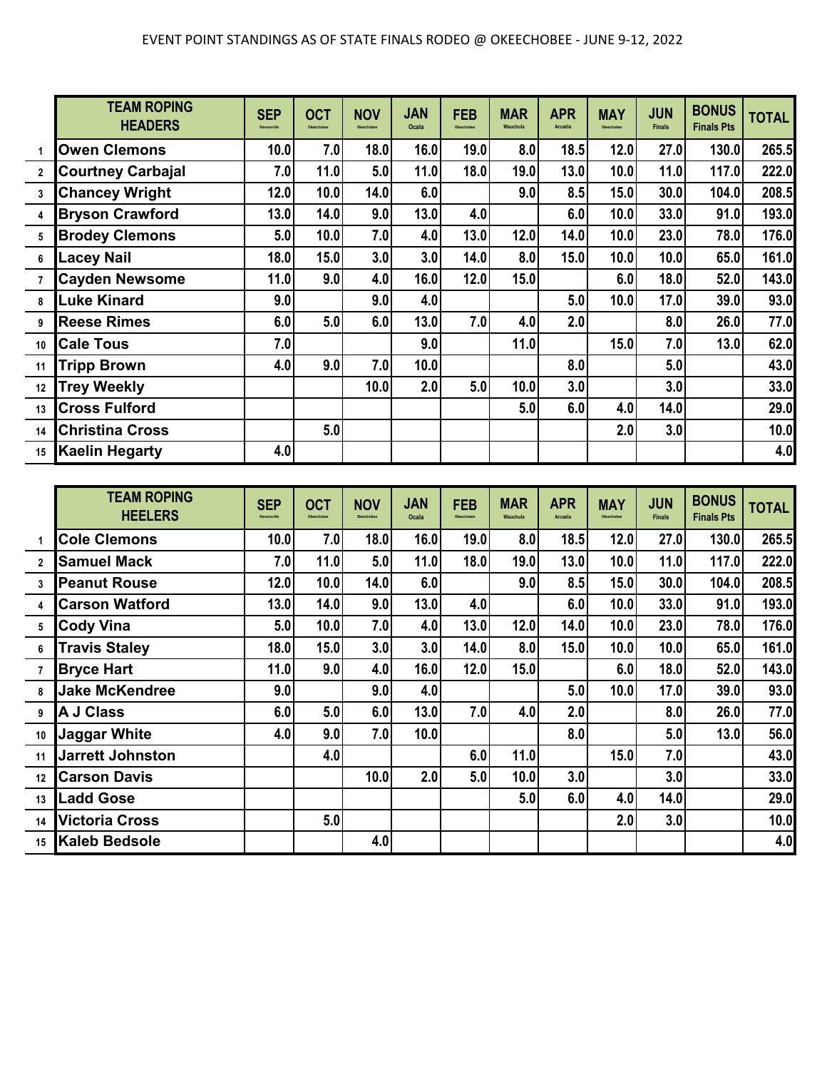# EVENT POINT STANDINGS AS OF STATE FINALS RODEO @ OKEECHOBEE - JUNE 9-12, 2022

| | TEAM ROPING HEADERS | SEP Kenansville | OCT Okeechobee | NOV Okeechobee | JAN Ocala | FEB Okeechobee | MAR Wauchula | APR Arcadia | MAY Okeechobee | JUN Finals | BONUS Finals Pts | TOTAL |
|---|---|---|---|---|---|---|---|---|---|---|---|---|
| 1 | **Owen Clemons** | 10.0 | 7.0 | 18.0 | 16.0 | 19.0 | 8.0 | 18.5 | 12.0 | 27.0 | 130.0 | 265.5 |
| 2 | **Courtney Carbajal** | 7.0 | 11.0 | 5.0 | 11.0 | 18.0 | 19.0 | 13.0 | 10.0 | 11.0 | 117.0 | 222.0 |
| 3 | **Chancey Wright** | 12.0 | 10.0 | 14.0 | 6.0 | | 9.0 | 8.5 | 15.0 | 30.0 | 104.0 | 208.5 |
| 4 | **Bryson Crawford** | 13.0 | 14.0 | 9.0 | 13.0 | 4.0 | | 6.0 | 10.0 | 33.0 | 91.0 | 193.0 |
| 5 | **Brodey Clemons** | 5.0 | 10.0 | 7.0 | 4.0 | 13.0 | 12.0 | 14.0 | 10.0 | 23.0 | 78.0 | 176.0 |
| 6 | **Lacey Nail** | 18.0 | 15.0 | 3.0 | 3.0 | 14.0 | 8.0 | 15.0 | 10.0 | 10.0 | 65.0 | 161.0 |
| 7 | **Cayden Newsome** | 11.0 | 9.0 | 4.0 | 16.0 | 12.0 | 15.0 | | 6.0 | 18.0 | 52.0 | 143.0 |
| 8 | **Luke Kinard** | 9.0 | | 9.0 | 4.0 | | | 5.0 | 10.0 | 17.0 | 39.0 | 93.0 |
| 9 | **Reese Rimes** | 6.0 | 5.0 | 6.0 | 13.0 | 7.0 | 4.0 | 2.0 | | 8.0 | 26.0 | 77.0 |
| 10 | **Cale Tous** | 7.0 | | | 9.0 | | 11.0 | | 15.0 | 7.0 | 13.0 | 62.0 |
| 11 | **Tripp Brown** | 4.0 | 9.0 | 7.0 | 10.0 | | | 8.0 | | 5.0 | | 43.0 |
| 12 | **Trey Weekly** | | | 10.0 | 2.0 | 5.0 | 10.0 | 3.0 | | 3.0 | | 33.0 |
| 13 | **Cross Fulford** | | | | | | 5.0 | 6.0 | 4.0 | 14.0 | | 29.0 |
| 14 | **Christina Cross** | | 5.0 | | | | | | 2.0 | 3.0 | | 10.0 |
| 15 | **Kaelin Hegarty** | 4.0 | | | | | | | | | | 4.0 |

| | TEAM ROPING HEELERS | SEP Kenansville | OCT Okeechobee | NOV Okeechobee | JAN Ocala | FEB Okeechobee | MAR Wauchula | APR Arcadia | MAY Okeechobee | JUN Finals | BONUS Finals Pts | TOTAL |
|---|---|---|---|---|---|---|---|---|---|---|---|---|
| 1 | **Cole Clemons** | 10.0 | 7.0 | 18.0 | 16.0 | 19.0 | 8.0 | 18.5 | 12.0 | 27.0 | 130.0 | 265.5 |
| 2 | **Samuel Mack** | 7.0 | 11.0 | 5.0 | 11.0 | 18.0 | 19.0 | 13.0 | 10.0 | 11.0 | 117.0 | 222.0 |
| 3 | **Peanut Rouse** | 12.0 | 10.0 | 14.0 | 6.0 | | 9.0 | 8.5 | 15.0 | 30.0 | 104.0 | 208.5 |
| 4 | **Carson Watford** | 13.0 | 14.0 | 9.0 | 13.0 | 4.0 | | 6.0 | 10.0 | 33.0 | 91.0 | 193.0 |
| 5 | **Cody Vina** | 5.0 | 10.0 | 7.0 | 4.0 | 13.0 | 12.0 | 14.0 | 10.0 | 23.0 | 78.0 | 176.0 |
| 6 | **Travis Staley** | 18.0 | 15.0 | 3.0 | 3.0 | 14.0 | 8.0 | 15.0 | 10.0 | 10.0 | 65.0 | 161.0 |
| 7 | **Bryce Hart** | 11.0 | 9.0 | 4.0 | 16.0 | 12.0 | 15.0 | | 6.0 | 18.0 | 52.0 | 143.0 |
| 8 | **Jake McKendree** | 9.0 | | 9.0 | 4.0 | | | 5.0 | 10.0 | 17.0 | 39.0 | 93.0 |
| 9 | **A J Class** | 6.0 | 5.0 | 6.0 | 13.0 | 7.0 | 4.0 | 2.0 | | 8.0 | 26.0 | 77.0 |
| 10 | **Jaggar White** | 4.0 | 9.0 | 7.0 | 10.0 | | | 8.0 | | 5.0 | 13.0 | 56.0 |
| 11 | **Jarrett Johnston** | | 4.0 | | | 6.0 | 11.0 | | 15.0 | 7.0 | | 43.0 |
| 12 | **Carson Davis** | | | 10.0 | 2.0 | 5.0 | 10.0 | 3.0 | | 3.0 | | 33.0 |
| 13 | **Ladd Gose** | | | | | | 5.0 | 6.0 | 4.0 | 14.0 | | 29.0 |
| 14 | **Victoria Cross** | | 5.0 | | | | | | 2.0 | 3.0 | | 10.0 |
| 15 | **Kaleb Bedsole** | | | 4.0 | | | | | | | | 4.0 |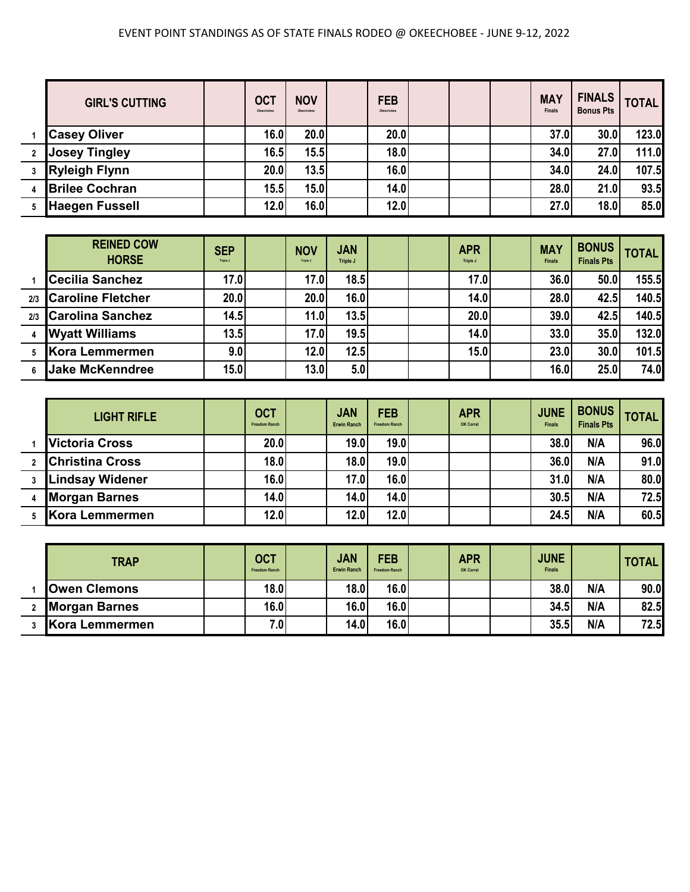EVENT POINT STANDINGS AS OF STATE FINALS RODEO @ OKEECHOBEE - JUNE 9-12, 2022

| | GIRL'S CUTTING | | OCT Okeechobee | NOV Okeechobee | | FEB Okeechobee | | | | MAY Finals | FINALS Bonus Pts | TOTAL |
|---|---|---|---|---|---|---|---|---|---|---|---|---|
| 1 | Casey Oliver | | 16.0 | 20.0 | | 20.0 | | | | 37.0 | 30.0 | 123.0 |
| 2 | Josey Tingley | | 16.5 | 15.5 | | 18.0 | | | | 34.0 | 27.0 | 111.0 |
| 3 | Ryleigh Flynn | | 20.0 | 13.5 | | 16.0 | | | | 34.0 | 24.0 | 107.5 |
| 4 | Brilee Cochran | | 15.5 | 15.0 | | 14.0 | | | | 28.0 | 21.0 | 93.5 |
| 5 | Haegen Fussell | | 12.0 | 16.0 | | 12.0 | | | | 27.0 | 18.0 | 85.0 |

| | REINED COW HORSE | SEP Triple J | | NOV Triple J | JAN Triple J | | | APR Triple J | | MAY Finals | BONUS Finals Pts | TOTAL |
|---|---|---|---|---|---|---|---|---|---|---|---|---|
| 1 | Cecilia Sanchez | 17.0 | | 17.0 | 18.5 | | | 17.0 | | 36.0 | 50.0 | 155.5 |
| 2/3 | Caroline Fletcher | 20.0 | | 20.0 | 16.0 | | | 14.0 | | 28.0 | 42.5 | 140.5 |
| 2/3 | Carolina Sanchez | 14.5 | | 11.0 | 13.5 | | | 20.0 | | 39.0 | 42.5 | 140.5 |
| 4 | Wyatt Williams | 13.5 | | 17.0 | 19.5 | | | 14.0 | | 33.0 | 35.0 | 132.0 |
| 5 | Kora Lemmermen | 9.0 | | 12.0 | 12.5 | | | 15.0 | | 23.0 | 30.0 | 101.5 |
| 6 | Jake McKenndree | 15.0 | | 13.0 | 5.0 | | | | | 16.0 | 25.0 | 74.0 |

| | LIGHT RIFLE | | OCT Freedom Ranch | | JAN Erwin Ranch | FEB Freedom Ranch | | APR OK Corral | | JUNE Finals | BONUS Finals Pts | TOTAL |
|---|---|---|---|---|---|---|---|---|---|---|---|---|
| 1 | Victoria Cross | | 20.0 | | 19.0 | 19.0 | | | | 38.0 | N/A | 96.0 |
| 2 | Christina Cross | | 18.0 | | 18.0 | 19.0 | | | | 36.0 | N/A | 91.0 |
| 3 | Lindsay Widener | | 16.0 | | 17.0 | 16.0 | | | | 31.0 | N/A | 80.0 |
| 4 | Morgan Barnes | | 14.0 | | 14.0 | 14.0 | | | | 30.5 | N/A | 72.5 |
| 5 | Kora Lemmermen | | 12.0 | | 12.0 | 12.0 | | | | 24.5 | N/A | 60.5 |

| | TRAP | | OCT Freedom Ranch | | JAN Erwin Ranch | FEB Freedom Ranch | | APR OK Corral | | JUNE Finals | | TOTAL |
|---|---|---|---|---|---|---|---|---|---|---|---|---|
| 1 | Owen Clemons | | 18.0 | | 18.0 | 16.0 | | | | 38.0 | N/A | 90.0 |
| 2 | Morgan Barnes | | 16.0 | | 16.0 | 16.0 | | | | 34.5 | N/A | 82.5 |
| 3 | Kora Lemmermen | | 7.0 | | 14.0 | 16.0 | | | | 35.5 | N/A | 72.5 |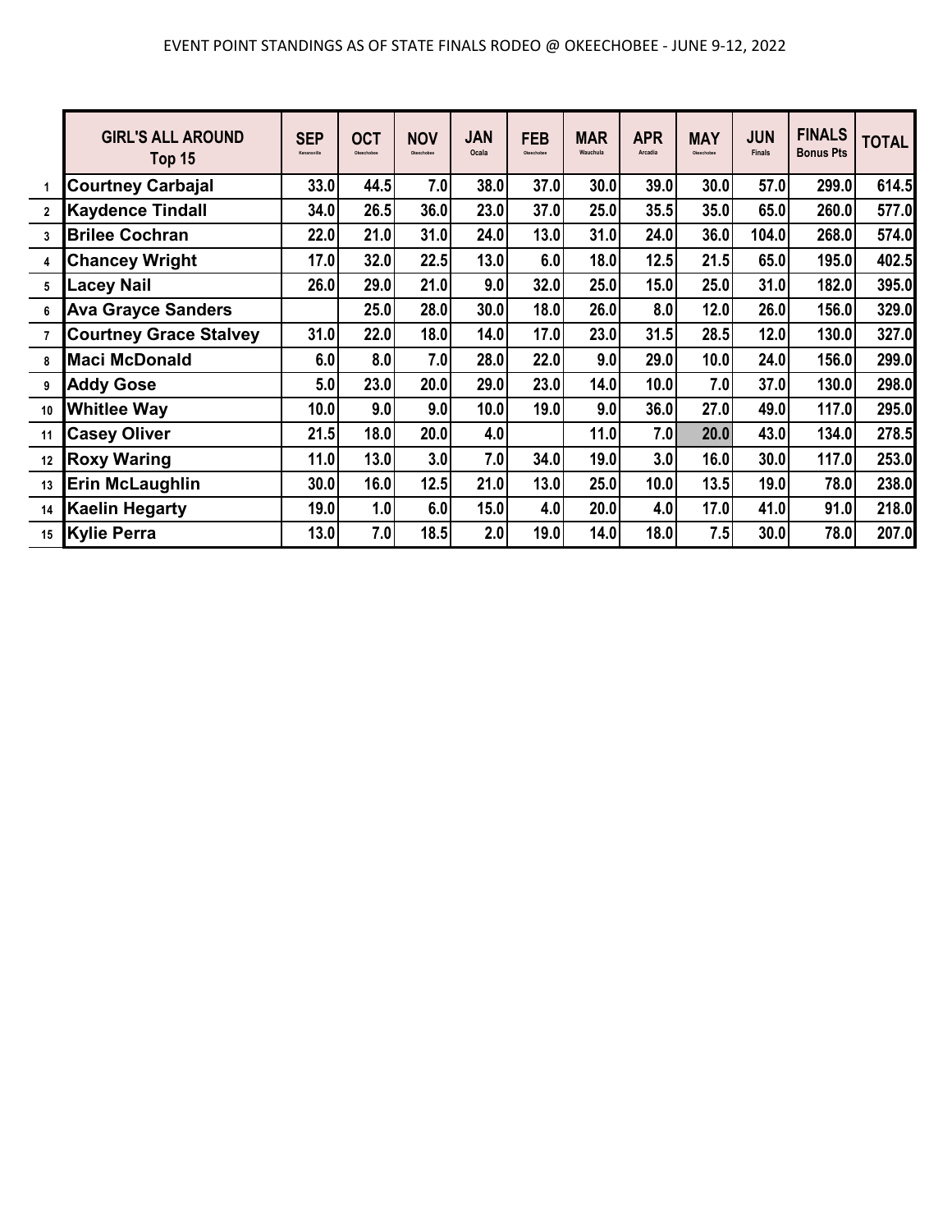EVENT POINT STANDINGS AS OF STATE FINALS RODEO @ OKEECHOBEE - JUNE 9-12, 2022

| | GIRL'S ALL AROUND Top 15 | SEP Kenansville | OCT Okeechobee | NOV Okeechobee | JAN Ocala | FEB Okeechobee | MAR Wauchula | APR Arcadia | MAY Okeechobee | JUN Finals | FINALS Bonus Pts | TOTAL |
|---|---|---|---|---|---|---|---|---|---|---|---|---|
| 1 | Courtney Carbajal | 33.0 | 44.5 | 7.0 | 38.0 | 37.0 | 30.0 | 39.0 | 30.0 | 57.0 | 299.0 | 614.5 |
| 2 | Kaydence Tindall | 34.0 | 26.5 | 36.0 | 23.0 | 37.0 | 25.0 | 35.5 | 35.0 | 65.0 | 260.0 | 577.0 |
| 3 | Brilee Cochran | 22.0 | 21.0 | 31.0 | 24.0 | 13.0 | 31.0 | 24.0 | 36.0 | 104.0 | 268.0 | 574.0 |
| 4 | Chancey Wright | 17.0 | 32.0 | 22.5 | 13.0 | 6.0 | 18.0 | 12.5 | 21.5 | 65.0 | 195.0 | 402.5 |
| 5 | Lacey Nail | 26.0 | 29.0 | 21.0 | 9.0 | 32.0 | 25.0 | 15.0 | 25.0 | 31.0 | 182.0 | 395.0 |
| 6 | Ava Grayce Sanders | | 25.0 | 28.0 | 30.0 | 18.0 | 26.0 | 8.0 | 12.0 | 26.0 | 156.0 | 329.0 |
| 7 | Courtney Grace Stalvey | 31.0 | 22.0 | 18.0 | 14.0 | 17.0 | 23.0 | 31.5 | 28.5 | 12.0 | 130.0 | 327.0 |
| 8 | Maci McDonald | 6.0 | 8.0 | 7.0 | 28.0 | 22.0 | 9.0 | 29.0 | 10.0 | 24.0 | 156.0 | 299.0 |
| 9 | Addy Gose | 5.0 | 23.0 | 20.0 | 29.0 | 23.0 | 14.0 | 10.0 | 7.0 | 37.0 | 130.0 | 298.0 |
| 10 | Whitlee Way | 10.0 | 9.0 | 9.0 | 10.0 | 19.0 | 9.0 | 36.0 | 27.0 | 49.0 | 117.0 | 295.0 |
| 11 | Casey Oliver | 21.5 | 18.0 | 20.0 | 4.0 | | 11.0 | 7.0 | 20.0 | 43.0 | 134.0 | 278.5 |
| 12 | Roxy Waring | 11.0 | 13.0 | 3.0 | 7.0 | 34.0 | 19.0 | 3.0 | 16.0 | 30.0 | 117.0 | 253.0 |
| 13 | Erin McLaughlin | 30.0 | 16.0 | 12.5 | 21.0 | 13.0 | 25.0 | 10.0 | 13.5 | 19.0 | 78.0 | 238.0 |
| 14 | Kaelin Hegarty | 19.0 | 1.0 | 6.0 | 15.0 | 4.0 | 20.0 | 4.0 | 17.0 | 41.0 | 91.0 | 218.0 |
| 15 | Kylie Perra | 13.0 | 7.0 | 18.5 | 2.0 | 19.0 | 14.0 | 18.0 | 7.5 | 30.0 | 78.0 | 207.0 |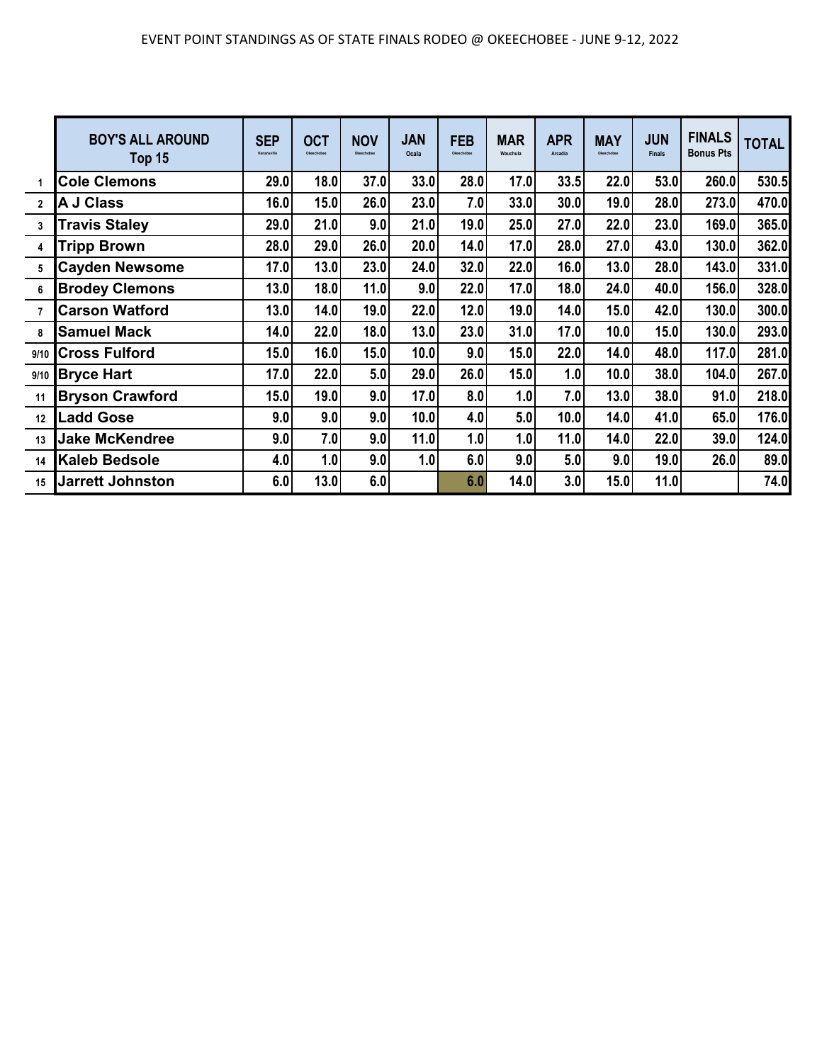EVENT POINT STANDINGS AS OF STATE FINALS RODEO @ OKEECHOBEE - JUNE 9-12, 2022

| | BOY'S ALL AROUND Top 15 | SEP Kenansville | OCT Okeechobee | NOV Okeechobee | JAN Ocala | FEB Okeechobee | MAR Wauchula | APR Arcadia | MAY Okeechobee | JUN Finals | FINALS Bonus Pts | TOTAL |
|---|---|---|---|---|---|---|---|---|---|---|---|---|
| 1 | Cole Clemons | 29.0 | 18.0 | 37.0 | 33.0 | 28.0 | 17.0 | 33.5 | 22.0 | 53.0 | 260.0 | 530.5 |
| 2 | A J Class | 16.0 | 15.0 | 26.0 | 23.0 | 7.0 | 33.0 | 30.0 | 19.0 | 28.0 | 273.0 | 470.0 |
| 3 | Travis Staley | 29.0 | 21.0 | 9.0 | 21.0 | 19.0 | 25.0 | 27.0 | 22.0 | 23.0 | 169.0 | 365.0 |
| 4 | Tripp Brown | 28.0 | 29.0 | 26.0 | 20.0 | 14.0 | 17.0 | 28.0 | 27.0 | 43.0 | 130.0 | 362.0 |
| 5 | Cayden Newsome | 17.0 | 13.0 | 23.0 | 24.0 | 32.0 | 22.0 | 16.0 | 13.0 | 28.0 | 143.0 | 331.0 |
| 6 | Brodey Clemons | 13.0 | 18.0 | 11.0 | 9.0 | 22.0 | 17.0 | 18.0 | 24.0 | 40.0 | 156.0 | 328.0 |
| 7 | Carson Watford | 13.0 | 14.0 | 19.0 | 22.0 | 12.0 | 19.0 | 14.0 | 15.0 | 42.0 | 130.0 | 300.0 |
| 8 | Samuel Mack | 14.0 | 22.0 | 18.0 | 13.0 | 23.0 | 31.0 | 17.0 | 10.0 | 15.0 | 130.0 | 293.0 |
| 9/10 | Cross Fulford | 15.0 | 16.0 | 15.0 | 10.0 | 9.0 | 15.0 | 22.0 | 14.0 | 48.0 | 117.0 | 281.0 |
| 9/10 | Bryce Hart | 17.0 | 22.0 | 5.0 | 29.0 | 26.0 | 15.0 | 1.0 | 10.0 | 38.0 | 104.0 | 267.0 |
| 11 | Bryson Crawford | 15.0 | 19.0 | 9.0 | 17.0 | 8.0 | 1.0 | 7.0 | 13.0 | 38.0 | 91.0 | 218.0 |
| 12 | Ladd Gose | 9.0 | 9.0 | 9.0 | 10.0 | 4.0 | 5.0 | 10.0 | 14.0 | 41.0 | 65.0 | 176.0 |
| 13 | Jake McKendree | 9.0 | 7.0 | 9.0 | 11.0 | 1.0 | 1.0 | 11.0 | 14.0 | 22.0 | 39.0 | 124.0 |
| 14 | Kaleb Bedsole | 4.0 | 1.0 | 9.0 | 1.0 | 6.0 | 9.0 | 5.0 | 9.0 | 19.0 | 26.0 | 89.0 |
| 15 | Jarrett Johnston | 6.0 | 13.0 | 6.0 | | 6.0 | 14.0 | 3.0 | 15.0 | 11.0 | | 74.0 |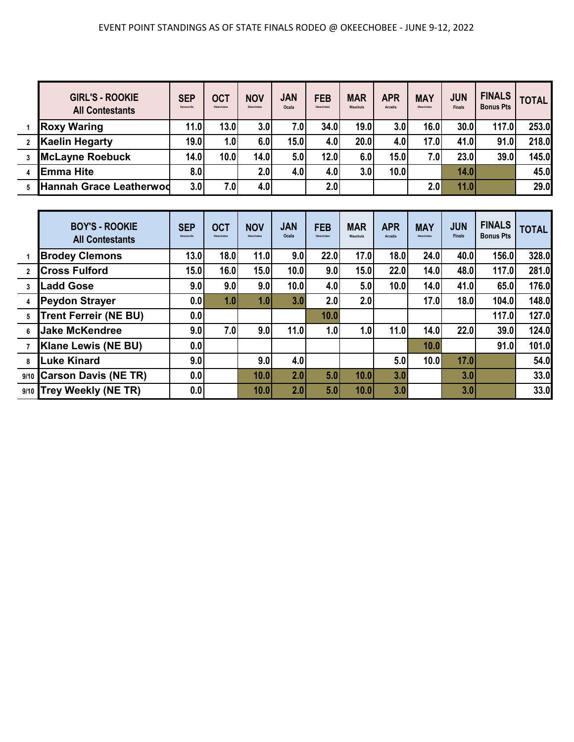EVENT POINT STANDINGS AS OF STATE FINALS RODEO @ OKEECHOBEE - JUNE 9-12, 2022

| | GIRL'S - ROOKIE All Contestants | SEP Kenansville | OCT Okeechobee | NOV Okeechobee | JAN Ocala | FEB Okeechobee | MAR Wauchula | APR Arcadia | MAY Okeechobee | JUN Finals | FINALS Bonus Pts | TOTAL |
|---|---|---|---|---|---|---|---|---|---|---|---|---|
| 1 | Roxy Waring | 11.0 | 13.0 | 3.0 | 7.0 | 34.0 | 19.0 | 3.0 | 16.0 | 30.0 | 117.0 | 253.0 |
| 2 | Kaelin Hegarty | 19.0 | 1.0 | 6.0 | 15.0 | 4.0 | 20.0 | 4.0 | 17.0 | 41.0 | 91.0 | 218.0 |
| 3 | McLayne Roebuck | 14.0 | 10.0 | 14.0 | 5.0 | 12.0 | 6.0 | 15.0 | 7.0 | 23.0 | 39.0 | 145.0 |
| 4 | Emma Hite | 8.0 | | 2.0 | 4.0 | 4.0 | 3.0 | 10.0 | | 14.0 | | 45.0 |
| 5 | Hannah Grace Leatherwod | 3.0 | 7.0 | 4.0 | | 2.0 | | | 2.0 | 11.0 | | 29.0 |

| | BOY'S - ROOKIE All Contestants | SEP Kenansville | OCT Okeechobee | NOV Okeechobee | JAN Ocala | FEB Okeechobee | MAR Wauchula | APR Arcadia | MAY Okeechobee | JUN Finals | FINALS Bonus Pts | TOTAL |
|---|---|---|---|---|---|---|---|---|---|---|---|---|
| 1 | Brodey Clemons | 13.0 | 18.0 | 11.0 | 9.0 | 22.0 | 17.0 | 18.0 | 24.0 | 40.0 | 156.0 | 328.0 |
| 2 | Cross Fulford | 15.0 | 16.0 | 15.0 | 10.0 | 9.0 | 15.0 | 22.0 | 14.0 | 48.0 | 117.0 | 281.0 |
| 3 | Ladd Gose | 9.0 | 9.0 | 9.0 | 10.0 | 4.0 | 5.0 | 10.0 | 14.0 | 41.0 | 65.0 | 176.0 |
| 4 | Peydon Strayer | 0.0 | 1.0 | 1.0 | 3.0 | 2.0 | 2.0 | | 17.0 | 18.0 | 104.0 | 148.0 |
| 5 | Trent Ferreir (NE BU) | 0.0 | | | | 10.0 | | | | | 117.0 | 127.0 |
| 6 | Jake McKendree | 9.0 | 7.0 | 9.0 | 11.0 | 1.0 | 1.0 | 11.0 | 14.0 | 22.0 | 39.0 | 124.0 |
| 7 | Klane Lewis (NE BU) | 0.0 | | | | | | | 10.0 | | 91.0 | 101.0 |
| 8 | Luke Kinard | 9.0 | | 9.0 | 4.0 | | | 5.0 | 10.0 | 17.0 | | 54.0 |
| 9/10 | Carson Davis (NE TR) | 0.0 | | 10.0 | 2.0 | 5.0 | 10.0 | 3.0 | | 3.0 | | 33.0 |
| 9/10 | Trey Weekly (NE TR) | 0.0 | | 10.0 | 2.0 | 5.0 | 10.0 | 3.0 | | 3.0 | | 33.0 |